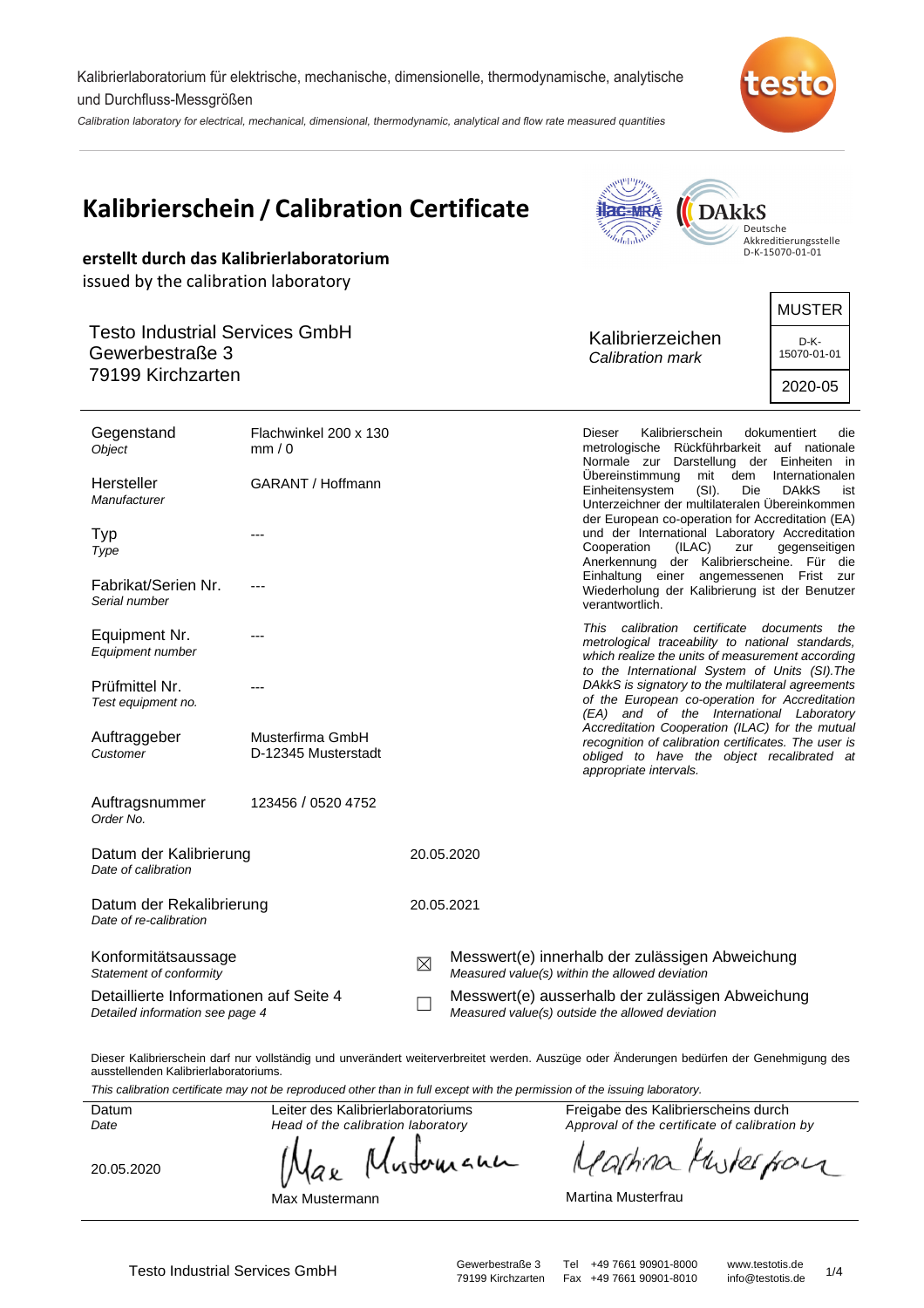Kalibrierlaboratorium für elektrische, mechanische, dimensionelle, thermodynamische, analytische und Durchfluss-Messgrößen

*Calibration laboratory for electrical, mechanical, dimensional, thermodynamic, analytical and flow rate measured quantities*

# Kalibrierschein / Calibration Certificate

Deutsche Akkreditierungsstelle D-K-15070-01-01

**erstellt durch das Kalibrierlaboratorium**

issued by the calibration laboratory

Testo Industrial Services GmbH
Gewerbestraße 3
79199 Kirchzarten

Kalibrierzeichen
*Calibration mark*

| MUSTER |
|---|
| D-K-15070-01-01 |
| 2020-05 |

| | |
|---|---|
| Gegenstand *Object* | Flachwinkel 200 x 130 mm / 0 |
| Hersteller *Manufacturer* | GARANT / Hoffmann |
| Typ *Type* | --- |
| Fabrikat/Serien Nr. *Serial number* | --- |
| Equipment Nr. *Equipment number* | --- |
| Prüfmittel Nr. *Test equipment no.* | --- |
| Auftraggeber *Customer* | Musterfirma GmbH D-12345 Musterstadt |
| Auftragsnummer *Order No.* | 123456 / 0520 4752 |
| Datum der Kalibrierung *Date of calibration* | 20.05.2020 |
| Datum der Rekalibrierung *Date of re-calibration* | 20.05.2021 |

Dieser Kalibrierschein dokumentiert die metrologische Rückführbarkeit auf nationale Normale zur Darstellung der Einheiten in Übereinstimmung mit dem Internationalen Einheitensystem (SI). Die DAkkS ist Unterzeichner der multilateralen Übereinkommen der European co-operation for Accreditation (EA) und der International Laboratory Accreditation Cooperation (ILAC) zur gegenseitigen Anerkennung der Kalibrierscheine. Für die Einhaltung einer angemessenen Frist zur Wiederholung der Kalibrierung ist der Benutzer verantwortlich.

*This calibration certificate documents the metrological traceability to national standards, which realize the units of measurement according to the International System of Units (SI).The DAkkS is signatory to the multilateral agreements of the European co-operation for Accreditation (EA) and of the International Laboratory Accreditation Cooperation (ILAC) for the mutual recognition of calibration certificates. The user is obliged to have the object recalibrated at appropriate intervals.*

Konformitätsaussage
*Statement of conformity*

Detaillierte Informationen auf Seite 4
*Detailed information see page 4*

☒ Messwert(e) innerhalb der zulässigen Abweichung
*Measured value(s) within the allowed deviation*

☐ Messwert(e) ausserhalb der zulässigen Abweichung
*Measured value(s) outside the allowed deviation*

Dieser Kalibrierschein darf nur vollständig und unverändert weiterverbreitet werden. Auszüge oder Änderungen bedürfen der Genehmigung des ausstellenden Kalibrierlaboratoriums.

*This calibration certificate may not be reproduced other than in full except with the permission of the issuing laboratory.*

| Datum *Date* | Leiter des Kalibrierlaboratoriums *Head of the calibration laboratory* | Freigabe des Kalibrierscheins durch *Approval of the certificate of calibration by* |
|---|---|---|
| 20.05.2020 | Max Mustermann | Martina Musterfrau |

Testo Industrial Services GmbH · Gewerbestraße 3, 79199 Kirchzarten · Tel +49 7661 90901-8000 · Fax +49 7661 90901-8010 · www.testotis.de · info@testotis.de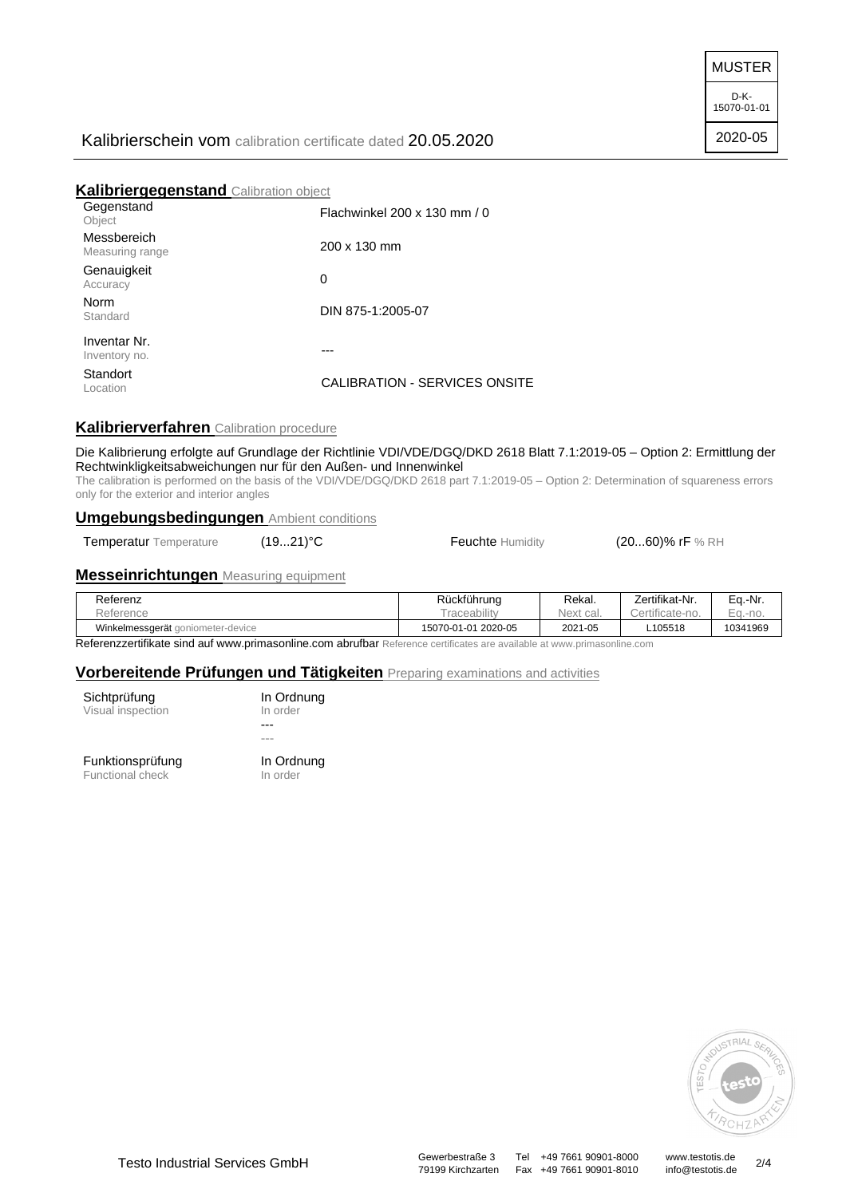MUSTER

D-K-15070-01-01

2020-05

Kalibrierschein vom calibration certificate dated 20.05.2020

## Kalibriergegenstand Calibration object

| | |
|---|---|
| Gegenstand Object | Flachwinkel 200 x 130 mm / 0 |
| Messbereich Measuring range | 200 x 130 mm |
| Genauigkeit Accuracy | 0 |
| Norm Standard | DIN 875-1:2005-07 |
| Inventar Nr. Inventory no. | --- |
| Standort Location | CALIBRATION - SERVICES ONSITE |

## Kalibrierverfahren Calibration procedure

Die Kalibrierung erfolgte auf Grundlage der Richtlinie VDI/VDE/DGQ/DKD 2618 Blatt 7.1:2019-05 – Option 2: Ermittlung der Rechtwinkligkeitsabweichungen nur für den Außen- und Innenwinkel

The calibration is performed on the basis of the VDI/VDE/DGQ/DKD 2618 part 7.1:2019-05 – Option 2: Determination of squareness errors only for the exterior and interior angles

## Umgebungsbedingungen Ambient conditions

| Temperatur Temperature | (19...21)°C | Feuchte Humidity | (20...60)% rF % RH |
|---|---|---|---|

## Messeinrichtungen Measuring equipment

| Referenz Reference | Rückführung Traceability | Rekal. Next cal. | Zertifikat-Nr. Certificate-no. | Eq.-Nr. Eq.-no. |
|---|---|---|---|---|
| Winkelmessgerät goniometer-device | 15070-01-01 2020-05 | 2021-05 | L105518 | 10341969 |

Referenzzertifikate sind auf www.primasonline.com abrufbar Reference certificates are available at www.primasonline.com

## Vorbereitende Prüfungen und Tätigkeiten Preparing examinations and activities

| | |
|---|---|
| Sichtprüfung Visual inspection | In Ordnung In order |
| | --- |
| | --- |
| Funktionsprüfung Functional check | In Ordnung In order |

Testo Industrial Services GmbH

Gewerbestraße 3
79199 Kirchzarten

Tel +49 7661 90901-8000
Fax +49 7661 90901-8010

www.testotis.de
info@testotis.de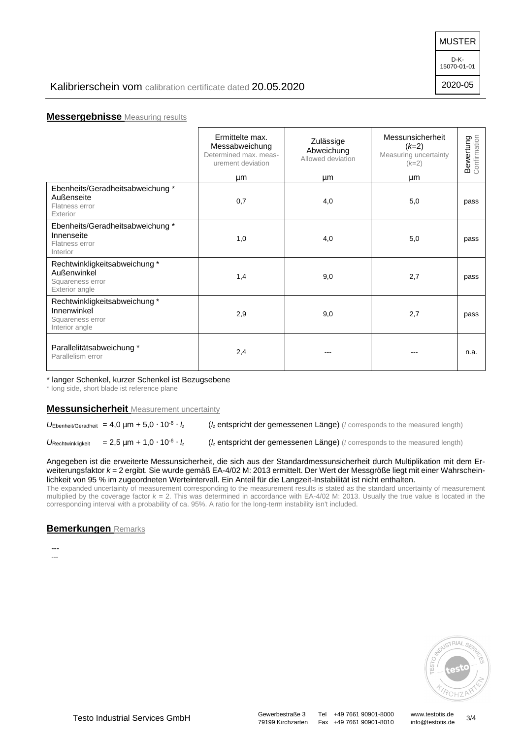MUSTER

D-K-15070-01-01

2020-05

Kalibrierschein vom calibration certificate dated 20.05.2020

## Messergebnisse Measuring results

| | Ermittelte max. Messabweichung Determined max. measurement deviation µm | Zulässige Abweichung Allowed deviation µm | Messunsicherheit ($k$=2) Measuring uncertainty ($k$=2) µm | Bewertung Confirmation |
|---|---|---|---|---|
| Ebenheits/Geradheitsabweichung * Außenseite Flatness error Exterior | 0,7 | 4,0 | 5,0 | pass |
| Ebenheits/Geradheitsabweichung * Innenseite Flatness error Interior | 1,0 | 4,0 | 5,0 | pass |
| Rechtwinkligkeitsabweichung * Außenwinkel Squareness error Exterior angle | 1,4 | 9,0 | 2,7 | pass |
| Rechtwinkligkeitsabweichung * Innenwinkel Squareness error Interior angle | 2,9 | 9,0 | 2,7 | pass |
| Parallelitätsabweichung * Parallelism error | 2,4 | --- | --- | n.a. |

* langer Schenkel, kurzer Schenkel ist Bezugsebene
* long side, short blade ist reference plane

## Messunsicherheit Measurement uncertainty

$U_{Ebenheit/Geradheit} = 4{,}0\ \mu m + 5{,}0 \cdot 10^{-6} \cdot l_z$ ($l_z$ entspricht der gemessenen Länge) ($l$ corresponds to the measured length)

$U_{Rechtwinkligkeit} = 2{,}5\ \mu m + 1{,}0 \cdot 10^{-6} \cdot l_z$ ($l_z$ entspricht der gemessenen Länge) ($l$ corresponds to the measured length)

Angegeben ist die erweiterte Messunsicherheit, die sich aus der Standardmessunsicherheit durch Multiplikation mit dem Erweiterungsfaktor $k = 2$ ergibt. Sie wurde gemäß EA-4/02 M: 2013 ermittelt. Der Wert der Messgröße liegt mit einer Wahrscheinlichkeit von 95 % im zugeordneten Werteintervall. Ein Anteil für die Langzeit-Instabilität ist nicht enthalten.
The expanded uncertainty of measurement corresponding to the measurement results is stated as the standard uncertainty of measurement multiplied by the coverage factor $k = 2$. This was determined in accordance with EA-4/02 M: 2013. Usually the true value is located in the corresponding interval with a probability of ca. 95%. A ratio for the long-term instability isn't included.

## Bemerkungen Remarks

---
---

Testo Industrial Services GmbH Gewerbestraße 3 79199 Kirchzarten Tel +49 7661 90901-8000 Fax +49 7661 90901-8010 www.testotis.de info@testotis.de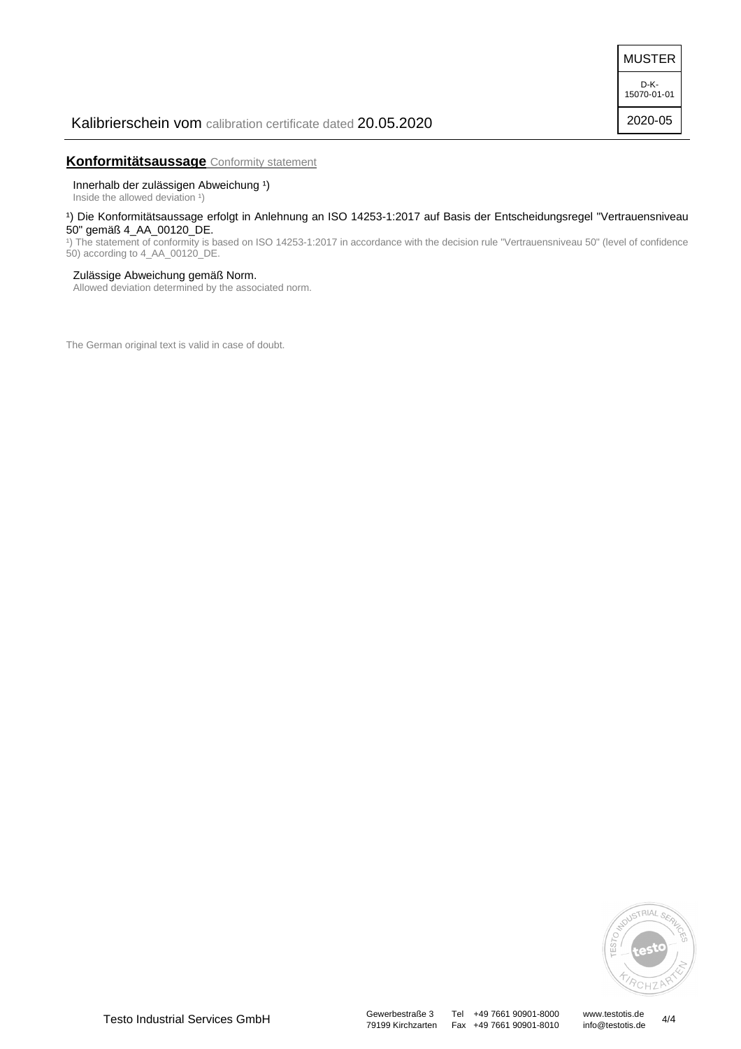MUSTER

D-K-15070-01-01

2020-05

Kalibrierschein vom calibration certificate dated 20.05.2020

## **Konformitätsaussage** Conformity statement

Innerhalb der zulässigen Abweichung [1])
Inside the allowed deviation [1])

[1]) Die Konformitätsaussage erfolgt in Anlehnung an ISO 14253-1:2017 auf Basis der Entscheidungsregel "Vertrauensniveau 50" gemäß 4_AA_00120_DE.
[1]) The statement of conformity is based on ISO 14253-1:2017 in accordance with the decision rule "Vertrauensniveau 50" (level of confidence 50) according to 4_AA_00120_DE.

Zulässige Abweichung gemäß Norm.
Allowed deviation determined by the associated norm.

The German original text is valid in case of doubt.

Testo Industrial Services GmbH

Gewerbestraße 3
79199 Kirchzarten

Tel +49 7661 90901-8000
Fax +49 7661 90901-8010

www.testotis.de
info@testotis.de